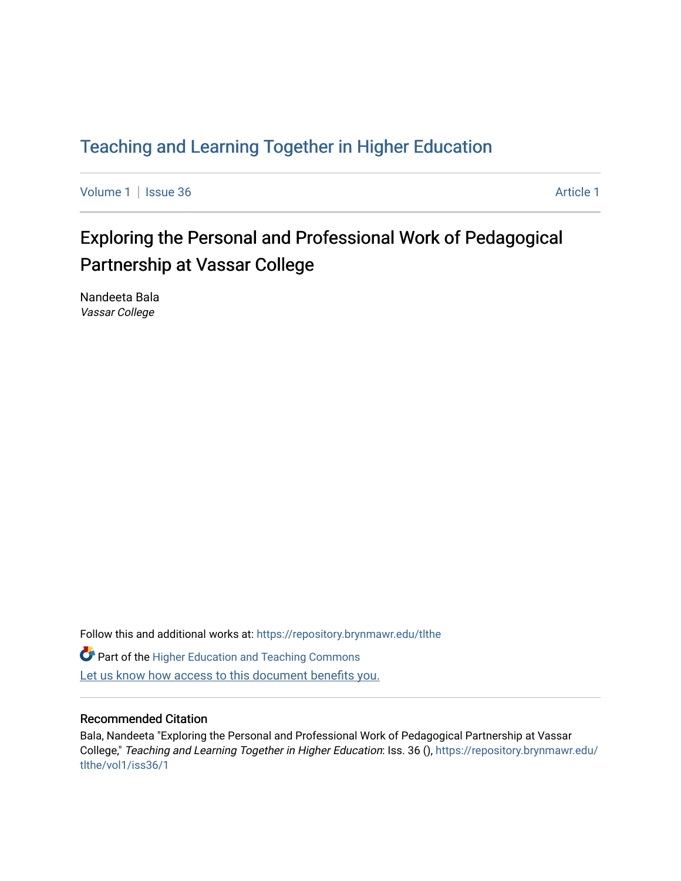# Teaching and Learning Together in Higher Education

Volume 1 | Issue 36 | Article 1

## Exploring the Personal and Professional Work of Pedagogical Partnership at Vassar College

Nandeeta Bala
*Vassar College*

Follow this and additional works at: https://repository.brynmawr.edu/tlthe

Part of the Higher Education and Teaching Commons

Let us know how access to this document benefits you.

### Recommended Citation

Bala, Nandeeta "Exploring the Personal and Professional Work of Pedagogical Partnership at Vassar College," *Teaching and Learning Together in Higher Education*: Iss. 36 (), https://repository.brynmawr.edu/tlthe/vol1/iss36/1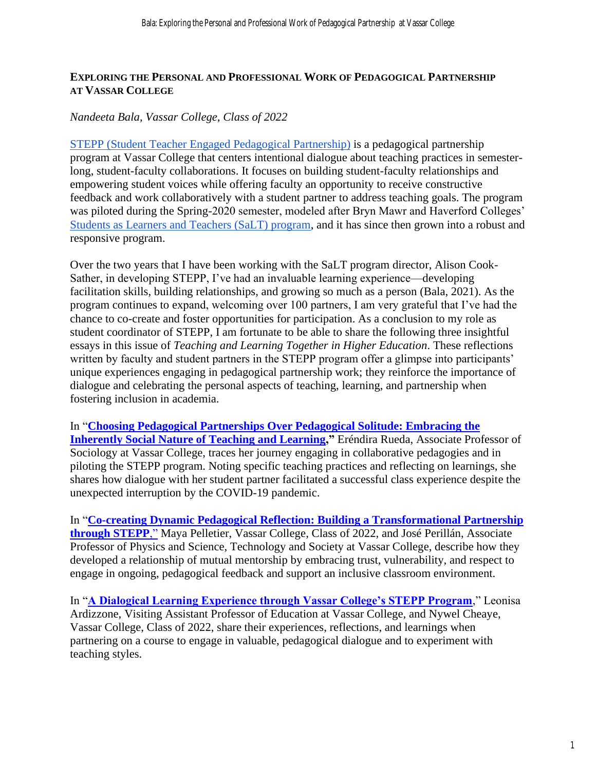# EXPLORING THE PERSONAL AND PROFESSIONAL WORK OF PEDAGOGICAL PARTNERSHIP AT VASSAR COLLEGE

*Nandeeta Bala, Vassar College, Class of 2022*

STEPP (Student Teacher Engaged Pedagogical Partnership) is a pedagogical partnership program at Vassar College that centers intentional dialogue about teaching practices in semester-long, student-faculty collaborations. It focuses on building student-faculty relationships and empowering student voices while offering faculty an opportunity to receive constructive feedback and work collaboratively with a student partner to address teaching goals. The program was piloted during the Spring-2020 semester, modeled after Bryn Mawr and Haverford Colleges' Students as Learners and Teachers (SaLT) program, and it has since then grown into a robust and responsive program.

Over the two years that I have been working with the SaLT program director, Alison Cook-Sather, in developing STEPP, I've had an invaluable learning experience—developing facilitation skills, building relationships, and growing so much as a person (Bala, 2021). As the program continues to expand, welcoming over 100 partners, I am very grateful that I've had the chance to co-create and foster opportunities for participation. As a conclusion to my role as student coordinator of STEPP, I am fortunate to be able to share the following three insightful essays in this issue of *Teaching and Learning Together in Higher Education*. These reflections written by faculty and student partners in the STEPP program offer a glimpse into participants' unique experiences engaging in pedagogical partnership work; they reinforce the importance of dialogue and celebrating the personal aspects of teaching, learning, and partnership when fostering inclusion in academia.

In "**Choosing Pedagogical Partnerships Over Pedagogical Solitude: Embracing the Inherently Social Nature of Teaching and Learning,**" Eréndira Rueda, Associate Professor of Sociology at Vassar College, traces her journey engaging in collaborative pedagogies and in piloting the STEPP program. Noting specific teaching practices and reflecting on learnings, she shares how dialogue with her student partner facilitated a successful class experience despite the unexpected interruption by the COVID-19 pandemic.

In "**Co-creating Dynamic Pedagogical Reflection: Building a Transformational Partnership through STEPP**," Maya Pelletier, Vassar College, Class of 2022, and José Perillán, Associate Professor of Physics and Science, Technology and Society at Vassar College, describe how they developed a relationship of mutual mentorship by embracing trust, vulnerability, and respect to engage in ongoing, pedagogical feedback and support an inclusive classroom environment.

In "**A Dialogical Learning Experience through Vassar College's STEPP Program**," Leonisa Ardizzone, Visiting Assistant Professor of Education at Vassar College, and Nywel Cheaye, Vassar College, Class of 2022, share their experiences, reflections, and learnings when partnering on a course to engage in valuable, pedagogical dialogue and to experiment with teaching styles.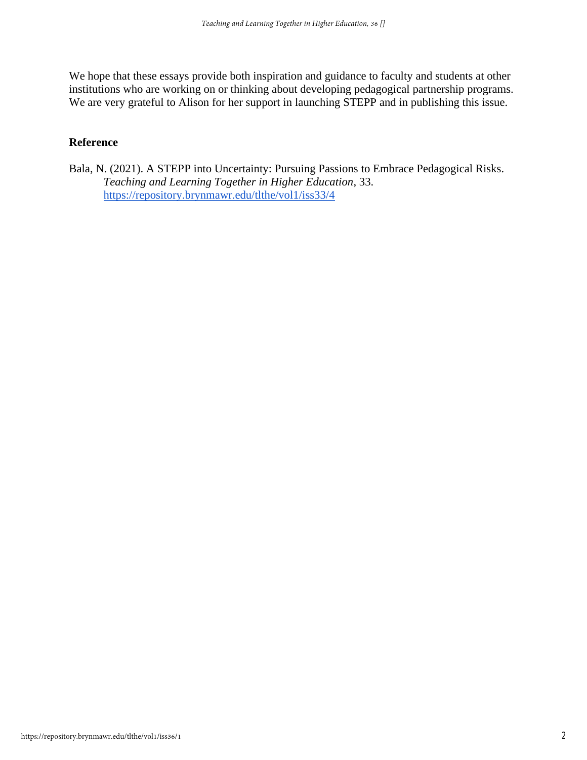We hope that these essays provide both inspiration and guidance to faculty and students at other institutions who are working on or thinking about developing pedagogical partnership programs. We are very grateful to Alison for her support in launching STEPP and in publishing this issue.

## Reference

Bala, N. (2021). A STEPP into Uncertainty: Pursuing Passions to Embrace Pedagogical Risks. *Teaching and Learning Together in Higher Education*, 33. https://repository.brynmawr.edu/tlthe/vol1/iss33/4